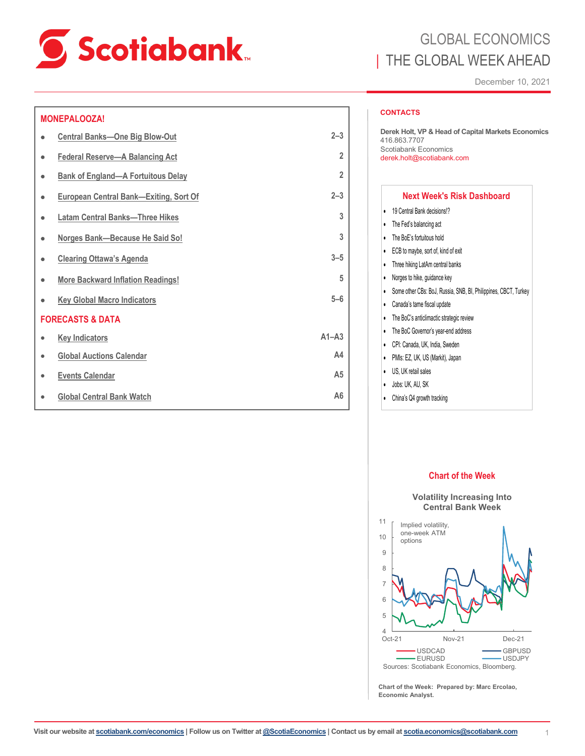# GLOBAL ECONOMICS
## THE GLOBAL WEEK AHEAD

December 10, 2021

## MONEPALOOZA!

- Central Banks—One Big Blow-Out — 2–3
- Federal Reserve—A Balancing Act — 2
- Bank of England—A Fortuitous Delay — 2
- European Central Bank—Exiting, Sort Of — 2–3
- Latam Central Banks—Three Hikes — 3
- Norges Bank—Because He Said So! — 3
- Clearing Ottawa's Agenda — 3–5
- More Backward Inflation Readings! — 5
- Key Global Macro Indicators — 5–6

## FORECASTS & DATA

- Key Indicators — A1–A3
- Global Auctions Calendar — A4
- Events Calendar — A5
- Global Central Bank Watch — A6

### CONTACTS

**Derek Holt, VP & Head of Capital Markets Economics**
416.863.7707
Scotiabank Economics
derek.holt@scotiabank.com

### Next Week's Risk Dashboard

- 19 Central Bank decisions!?
- The Fed's balancing act
- The BoE's fortuitous hold
- ECB to maybe, sort of, kind of exit
- Three hiking LatAm central banks
- Norges to hike, guidance key
- Some other CBs: BoJ, Russia, SNB, BI, Philippines, CBCT, Turkey
- Canada's tame fiscal update
- The BoC's anticlimactic strategic review
- The BoC Governor's year-end address
- CPI: Canada, UK, India, Sweden
- PMIs: EZ, UK, US (Markit), Japan
- US, UK retail sales
- Jobs: UK, AU, SK
- China's Q4 growth tracking

### Chart of the Week

**Volatility Increasing Into Central Bank Week**

Implied volatility, one-week ATM options — USDCAD, GBPUSD, EURUSD, USDJPY (Oct-21 to Dec-21)

Sources: Scotiabank Economics, Bloomberg.

**Chart of the Week: Prepared by: Marc Ercolao, Economic Analyst.**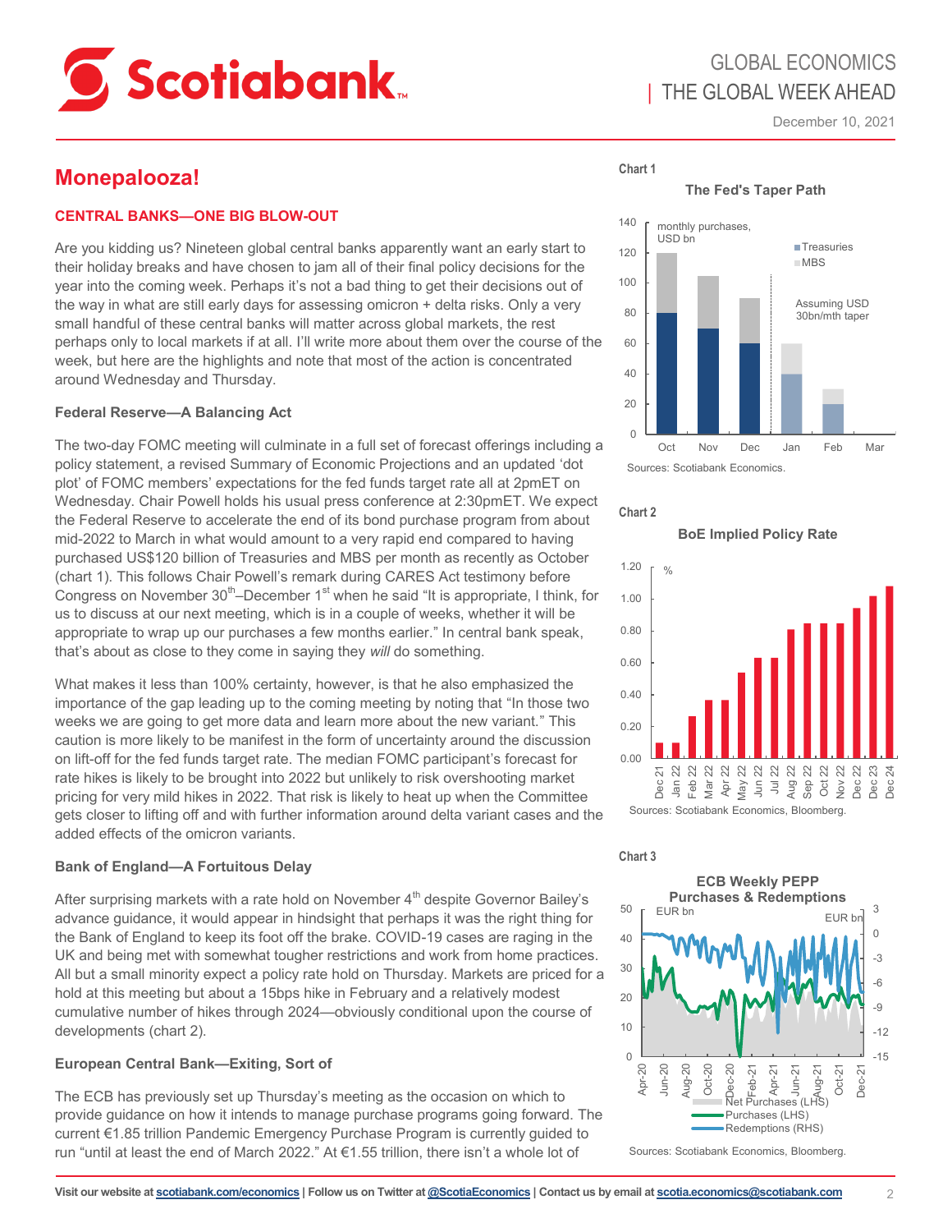# Monepalooza!

## CENTRAL BANKS—ONE BIG BLOW-OUT

Are you kidding us? Nineteen global central banks apparently want an early start to their holiday breaks and have chosen to jam all of their final policy decisions for the year into the coming week. Perhaps it's not a bad thing to get their decisions out of the way in what are still early days for assessing omicron + delta risks. Only a very small handful of these central banks will matter across global markets, the rest perhaps only to local markets if at all. I'll write more about them over the course of the week, but here are the highlights and note that most of the action is concentrated around Wednesday and Thursday.

### Federal Reserve—A Balancing Act

The two-day FOMC meeting will culminate in a full set of forecast offerings including a policy statement, a revised Summary of Economic Projections and an updated 'dot plot' of FOMC members' expectations for the fed funds target rate all at 2pmET on Wednesday. Chair Powell holds his usual press conference at 2:30pmET. We expect the Federal Reserve to accelerate the end of its bond purchase program from about mid-2022 to March in what would amount to a very rapid end compared to having purchased US$120 billion of Treasuries and MBS per month as recently as October (chart 1). This follows Chair Powell's remark during CARES Act testimony before Congress on November 30th–December 1st when he said "It is appropriate, I think, for us to discuss at our next meeting, which is in a couple of weeks, whether it will be appropriate to wrap up our purchases a few months earlier." In central bank speak, that's about as close to they come in saying they *will* do something.

What makes it less than 100% certainty, however, is that he also emphasized the importance of the gap leading up to the coming meeting by noting that "In those two weeks we are going to get more data and learn more about the new variant." This caution is more likely to be manifest in the form of uncertainty around the discussion on lift-off for the fed funds target rate. The median FOMC participant's forecast for rate hikes is likely to be brought into 2022 but unlikely to risk overshooting market pricing for very mild hikes in 2022. That risk is likely to heat up when the Committee gets closer to lifting off and with further information around delta variant cases and the added effects of the omicron variants.

### Bank of England—A Fortuitous Delay

After surprising markets with a rate hold on November 4th despite Governor Bailey's advance guidance, it would appear in hindsight that perhaps it was the right thing for the Bank of England to keep its foot off the brake. COVID-19 cases are raging in the UK and being met with somewhat tougher restrictions and work from home practices. All but a small minority expect a policy rate hold on Thursday. Markets are priced for a hold at this meeting but about a 15bps hike in February and a relatively modest cumulative number of hikes through 2024—obviously conditional upon the course of developments (chart 2).

### European Central Bank—Exiting, Sort of

The ECB has previously set up Thursday's meeting as the occasion on which to provide guidance on how it intends to manage purchase programs going forward. The current €1.85 trillion Pandemic Emergency Purchase Program is currently guided to run "until at least the end of March 2022." At €1.55 trillion, there isn't a whole lot of

**Chart 1**

The Fed's Taper Path

Sources: Scotiabank Economics.

**Chart 2**

BoE Implied Policy Rate

Sources: Scotiabank Economics, Bloomberg.

**Chart 3**

ECB Weekly PEPP Purchases & Redemptions

Sources: Scotiabank Economics, Bloomberg.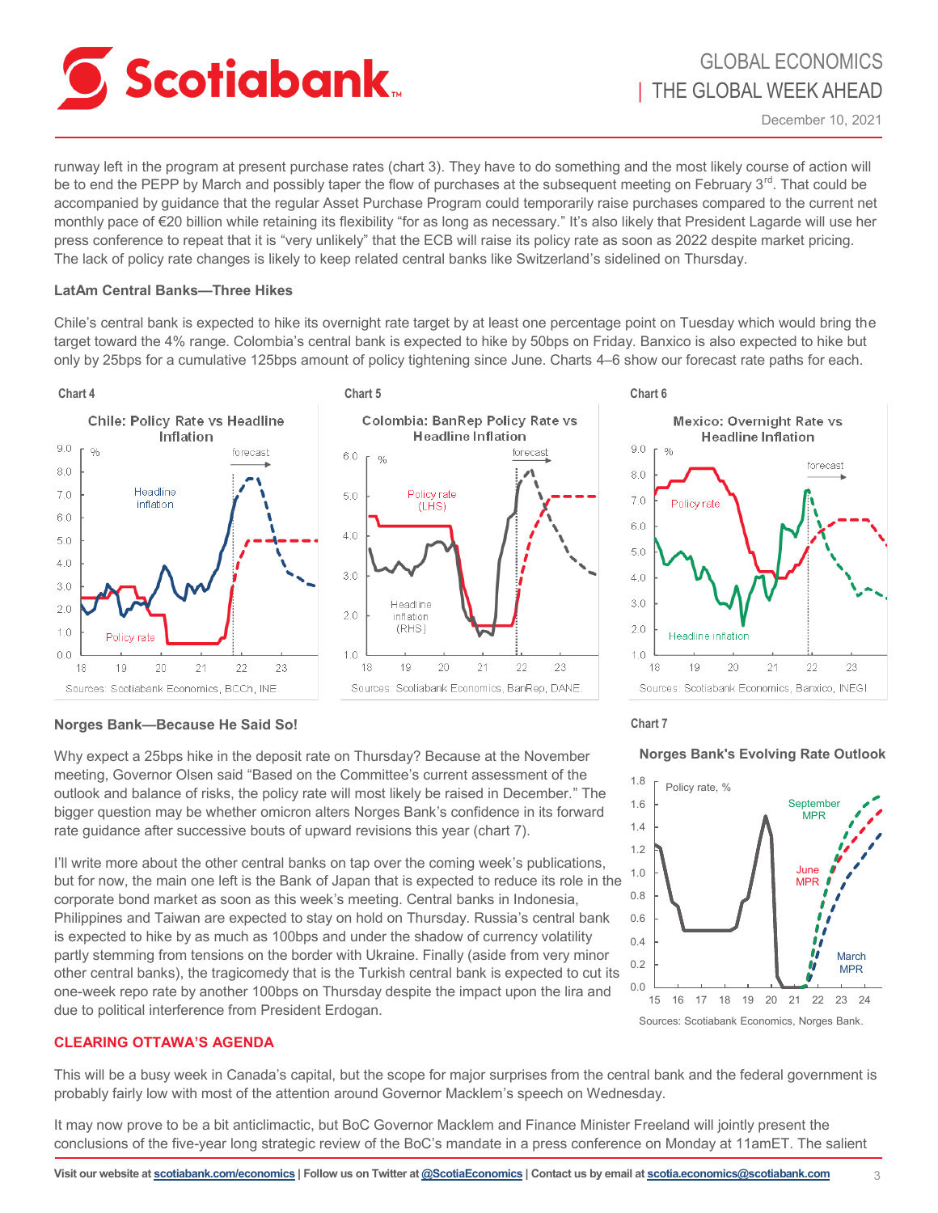runway left in the program at present purchase rates (chart 3). They have to do something and the most likely course of action will be to end the PEPP by March and possibly taper the flow of purchases at the subsequent meeting on February 3rd. That could be accompanied by guidance that the regular Asset Purchase Program could temporarily raise purchases compared to the current net monthly pace of €20 billion while retaining its flexibility "for as long as necessary." It's also likely that President Lagarde will use her press conference to repeat that it is "very unlikely" that the ECB will raise its policy rate as soon as 2022 despite market pricing. The lack of policy rate changes is likely to keep related central banks like Switzerland's sidelined on Thursday.

**LatAm Central Banks—Three Hikes**

Chile's central bank is expected to hike its overnight rate target by at least one percentage point on Tuesday which would bring the target toward the 4% range. Colombia's central bank is expected to hike by 50bps on Friday. Banxico is also expected to hike but only by 25bps for a cumulative 125bps amount of policy tightening since June. Charts 4–6 show our forecast rate paths for each.

Chart 4

Chile: Policy Rate vs Headline Inflation

Sources: Scotiabank Economics, BCCh, INE.

Chart 5

Colombia: BanRep Policy Rate vs Headline Inflation

Sources: Scotiabank Economics, BanRep, DANE.

Chart 6

Mexico: Overnight Rate vs Headline Inflation

Sources: Scotiabank Economics, Banxico, INEGI.

**Norges Bank—Because He Said So!**

Why expect a 25bps hike in the deposit rate on Thursday? Because at the November meeting, Governor Olsen said "Based on the Committee's current assessment of the outlook and balance of risks, the policy rate will most likely be raised in December." The bigger question may be whether omicron alters Norges Bank's confidence in its forward rate guidance after successive bouts of upward revisions this year (chart 7).

I'll write more about the other central banks on tap over the coming week's publications, but for now, the main one left is the Bank of Japan that is expected to reduce its role in the corporate bond market as soon as this week's meeting. Central banks in Indonesia, Philippines and Taiwan are expected to stay on hold on Thursday. Russia's central bank is expected to hike by as much as 100bps and under the shadow of currency volatility partly stemming from tensions on the border with Ukraine. Finally (aside from very minor other central banks), the tragicomedy that is the Turkish central bank is expected to cut its one-week repo rate by another 100bps on Thursday despite the impact upon the lira and due to political interference from President Erdogan.

Chart 7

Norges Bank's Evolving Rate Outlook

Sources: Scotiabank Economics, Norges Bank.

## CLEARING OTTAWA'S AGENDA

This will be a busy week in Canada's capital, but the scope for major surprises from the central bank and the federal government is probably fairly low with most of the attention around Governor Macklem's speech on Wednesday.

It may now prove to be a bit anticlimactic, but BoC Governor Macklem and Finance Minister Freeland will jointly present the conclusions of the five-year long strategic review of the BoC's mandate in a press conference on Monday at 11amET. The salient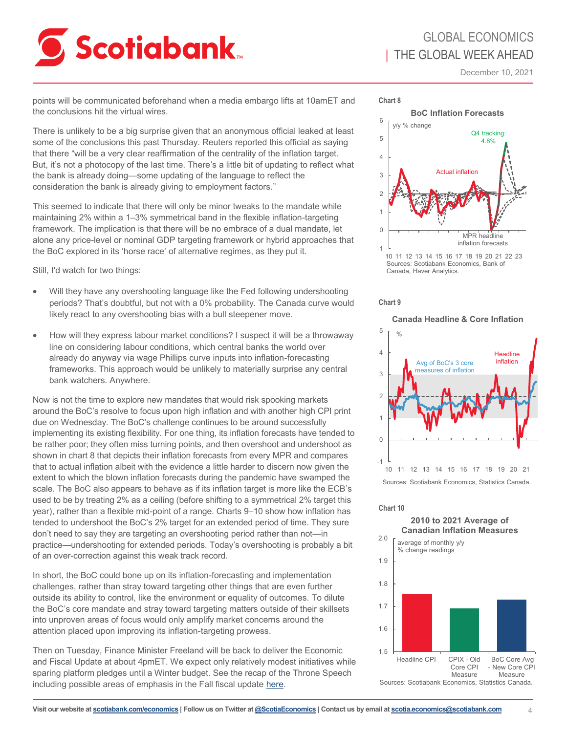points will be communicated beforehand when a media embargo lifts at 10amET and the conclusions hit the virtual wires.

There is unlikely to be a big surprise given that an anonymous official leaked at least some of the conclusions this past Thursday. Reuters reported this official as saying that there "will be a very clear reaffirmation of the centrality of the inflation target. But, it's not a photocopy of the last time. There's a little bit of updating to reflect what the bank is already doing—some updating of the language to reflect the consideration the bank is already giving to employment factors."

This seemed to indicate that there will only be minor tweaks to the mandate while maintaining 2% within a 1–3% symmetrical band in the flexible inflation-targeting framework. The implication is that there will be no embrace of a dual mandate, let alone any price-level or nominal GDP targeting framework or hybrid approaches that the BoC explored in its 'horse race' of alternative regimes, as they put it.

Still, I'd watch for two things:

- Will they have any overshooting language like the Fed following undershooting periods? That's doubtful, but not with a 0% probability. The Canada curve would likely react to any overshooting bias with a bull steepener move.
- How will they express labour market conditions? I suspect it will be a throwaway line on considering labour conditions, which central banks the world over already do anyway via wage Phillips curve inputs into inflation-forecasting frameworks. This approach would be unlikely to materially surprise any central bank watchers. Anywhere.

Now is not the time to explore new mandates that would risk spooking markets around the BoC's resolve to focus upon high inflation and with another high CPI print due on Wednesday. The BoC's challenge continues to be around successfully implementing its existing flexibility. For one thing, its inflation forecasts have tended to be rather poor; they often miss turning points, and then overshoot and undershoot as shown in chart 8 that depicts their inflation forecasts from every MPR and compares that to actual inflation albeit with the evidence a little harder to discern now given the extent to which the blown inflation forecasts during the pandemic have swamped the scale. The BoC also appears to behave as if its inflation target is more like the ECB's used to be by treating 2% as a ceiling (before shifting to a symmetrical 2% target this year), rather than a flexible mid-point of a range. Charts 9–10 show how inflation has tended to undershoot the BoC's 2% target for an extended period of time. They sure don't need to say they are targeting an overshooting period rather than not—in practice—undershooting for extended periods. Today's overshooting is probably a bit of an over-correction against this weak track record.

In short, the BoC could bone up on its inflation-forecasting and implementation challenges, rather than stray toward targeting other things that are even further outside its ability to control, like the environment or equality of outcomes. To dilute the BoC's core mandate and stray toward targeting matters outside of their skillsets into unproven areas of focus would only amplify market concerns around the attention placed upon improving its inflation-targeting prowess.

Then on Tuesday, Finance Minister Freeland will be back to deliver the Economic and Fiscal Update at about 4pmET. We expect only relatively modest initiatives while sparing platform pledges until a Winter budget. See the recap of the Throne Speech including possible areas of emphasis in the Fall fiscal update [here](#).

**Chart 8**

**BoC Inflation Forecasts**

y/y % change; Actual inflation; MPR headline inflation forecasts; Q4 tracking: 4.8%

Sources: Scotiabank Economics, Bank of Canada, Haver Analytics.

**Chart 9**

**Canada Headline & Core Inflation**

%; Avg of BoC's 3 core measures of inflation; Headline inflation

Sources: Scotiabank Economics, Statistics Canada.

**Chart 10**

**2010 to 2021 Average of Canadian Inflation Measures**

average of monthly y/y % change readings

Headline CPI; CPIX - Old Core CPI Measure; BoC Core Avg - New Core CPI Measure

Sources: Scotiabank Economics, Statistics Canada.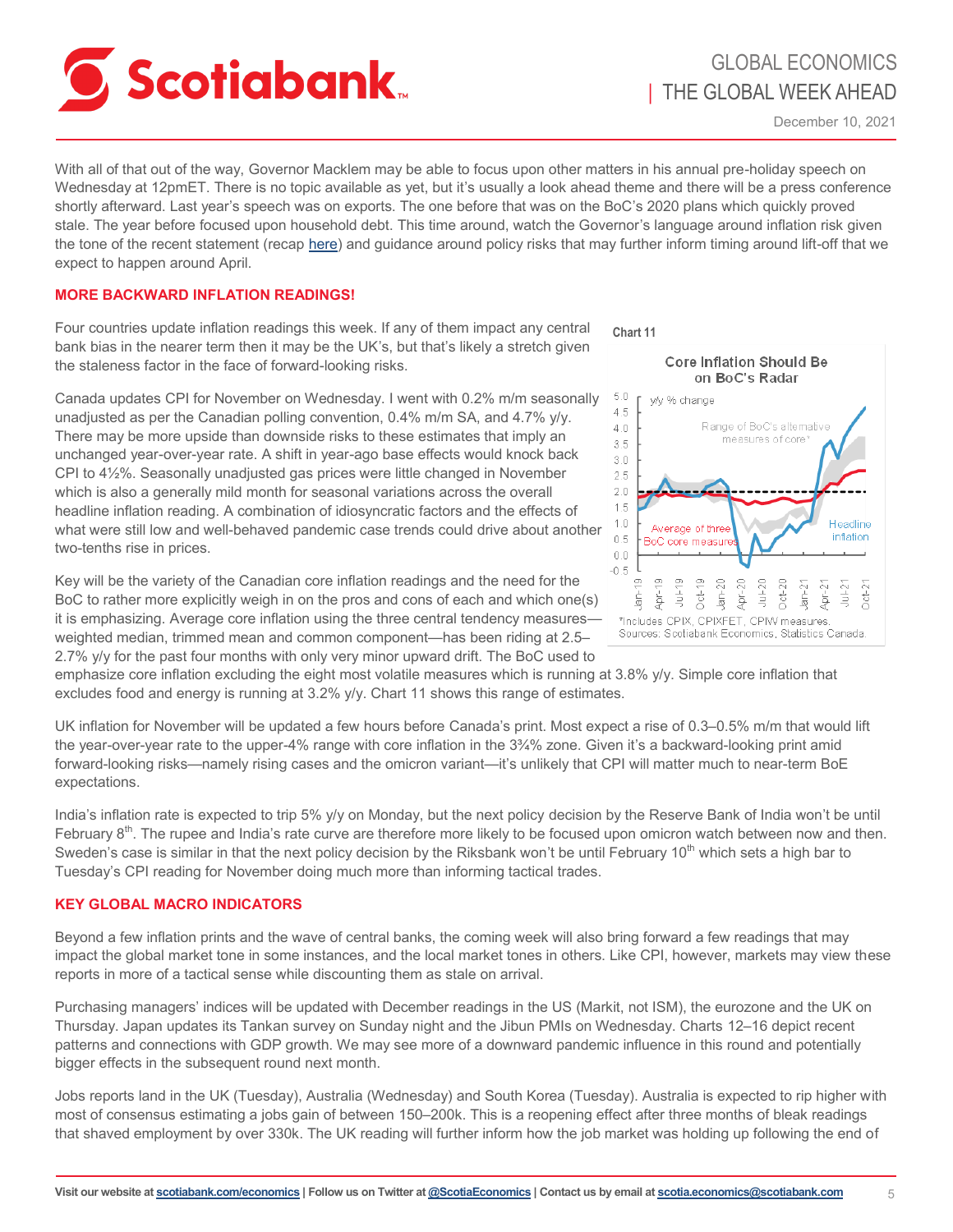With all of that out of the way, Governor Macklem may be able to focus upon other matters in his annual pre-holiday speech on Wednesday at 12pmET. There is no topic available as yet, but it's usually a look ahead theme and there will be a press conference shortly afterward. Last year's speech was on exports. The one before that was on the BoC's 2020 plans which quickly proved stale. The year before focused upon household debt. This time around, watch the Governor's language around inflation risk given the tone of the recent statement (recap here) and guidance around policy risks that may further inform timing around lift-off that we expect to happen around April.

**MORE BACKWARD INFLATION READINGS!**

Four countries update inflation readings this week. If any of them impact any central bank bias in the nearer term then it may be the UK's, but that's likely a stretch given the staleness factor in the face of forward-looking risks.

Canada updates CPI for November on Wednesday. I went with 0.2% m/m seasonally unadjusted as per the Canadian polling convention, 0.4% m/m SA, and 4.7% y/y. There may be more upside than downside risks to these estimates that imply an unchanged year-over-year rate. A shift in year-ago base effects would knock back CPI to 4½%. Seasonally unadjusted gas prices were little changed in November which is also a generally mild month for seasonal variations across the overall headline inflation reading. A combination of idiosyncratic factors and the effects of what were still low and well-behaved pandemic case trends could drive about another two-tenths rise in prices.

Key will be the variety of the Canadian core inflation readings and the need for the BoC to rather more explicitly weigh in on the pros and cons of each and which one(s) it is emphasizing. Average core inflation using the three central tendency measures—weighted median, trimmed mean and common component—has been riding at 2.5–2.7% y/y for the past four months with only very minor upward drift. The BoC used to emphasize core inflation excluding the eight most volatile measures which is running at 3.8% y/y. Simple core inflation that excludes food and energy is running at 3.2% y/y. Chart 11 shows this range of estimates.

Chart 11

Core Inflation Should Be on BoC's Radar

*Includes CPIX, CPIXFET, CPIW measures.
Sources: Scotiabank Economics, Statistics Canada.

UK inflation for November will be updated a few hours before Canada's print. Most expect a rise of 0.3–0.5% m/m that would lift the year-over-year rate to the upper-4% range with core inflation in the 3¾% zone. Given it's a backward-looking print amid forward-looking risks—namely rising cases and the omicron variant—it's unlikely that CPI will matter much to near-term BoE expectations.

India's inflation rate is expected to trip 5% y/y on Monday, but the next policy decision by the Reserve Bank of India won't be until February 8th. The rupee and India's rate curve are therefore more likely to be focused upon omicron watch between now and then. Sweden's case is similar in that the next policy decision by the Riksbank won't be until February 10th which sets a high bar to Tuesday's CPI reading for November doing much more than informing tactical trades.

**KEY GLOBAL MACRO INDICATORS**

Beyond a few inflation prints and the wave of central banks, the coming week will also bring forward a few readings that may impact the global market tone in some instances, and the local market tones in others. Like CPI, however, markets may view these reports in more of a tactical sense while discounting them as stale on arrival.

Purchasing managers' indices will be updated with December readings in the US (Markit, not ISM), the eurozone and the UK on Thursday. Japan updates its Tankan survey on Sunday night and the Jibun PMIs on Wednesday. Charts 12–16 depict recent patterns and connections with GDP growth. We may see more of a downward pandemic influence in this round and potentially bigger effects in the subsequent round next month.

Jobs reports land in the UK (Tuesday), Australia (Wednesday) and South Korea (Tuesday). Australia is expected to rip higher with most of consensus estimating a jobs gain of between 150–200k. This is a reopening effect after three months of bleak readings that shaved employment by over 330k. The UK reading will further inform how the job market was holding up following the end of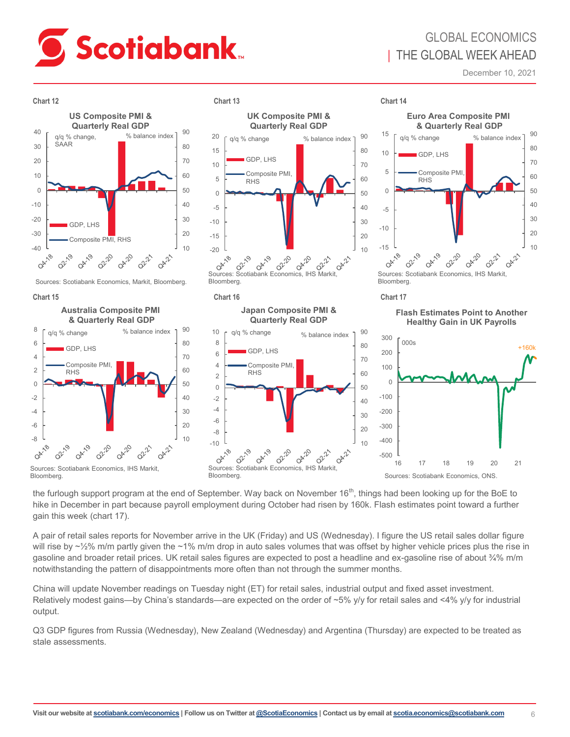**Chart 12**

US Composite PMI & Quarterly Real GDP

Sources: Scotiabank Economics, Markit, Bloomberg.

**Chart 13**

UK Composite PMI & Quarterly Real GDP

Sources: Scotiabank Economics, IHS Markit, Bloomberg.

**Chart 14**

Euro Area Composite PMI & Quarterly Real GDP

Sources: Scotiabank Economics, IHS Markit, Bloomberg.

**Chart 15**

Australia Composite PMI & Quarterly Real GDP

Sources: Scotiabank Economics, IHS Markit, Bloomberg.

**Chart 16**

Japan Composite PMI & Quarterly Real GDP

Sources: Scotiabank Economics, IHS Markit, Bloomberg.

**Chart 17**

Flash Estimates Point to Another Healthy Gain in UK Payrolls

Sources: Scotiabank Economics, ONS.

the furlough support program at the end of September. Way back on November 16th, things had been looking up for the BoE to hike in December in part because payroll employment during October had risen by 160k. Flash estimates point toward a further gain this week (chart 17).

A pair of retail sales reports for November arrive in the UK (Friday) and US (Wednesday). I figure the US retail sales dollar figure will rise by ~½% m/m partly given the ~1% m/m drop in auto sales volumes that was offset by higher vehicle prices plus the rise in gasoline and broader retail prices. UK retail sales figures are expected to post a headline and ex-gasoline rise of about ¾% m/m notwithstanding the pattern of disappointments more often than not through the summer months.

China will update November readings on Tuesday night (ET) for retail sales, industrial output and fixed asset investment. Relatively modest gains—by China's standards—are expected on the order of ~5% y/y for retail sales and <4% y/y for industrial output.

Q3 GDP figures from Russia (Wednesday), New Zealand (Wednesday) and Argentina (Thursday) are expected to be treated as stale assessments.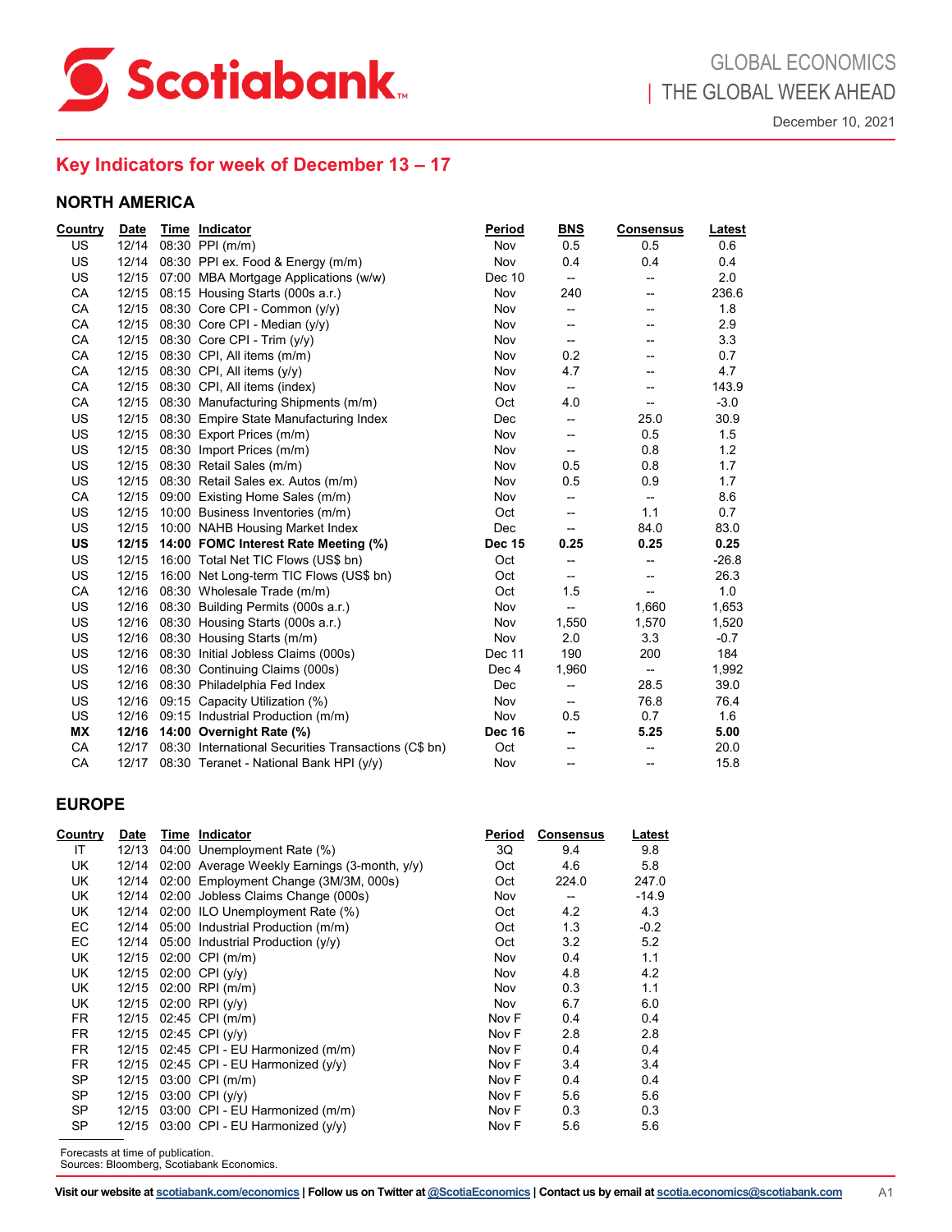## Key Indicators for week of December 13 – 17

### NORTH AMERICA

| Country | Date | Time | Indicator | Period | BNS | Consensus | Latest |
|---|---|---|---|---|---|---|---|
| US | 12/14 | 08:30 | PPI (m/m) | Nov | 0.5 | 0.5 | 0.6 |
| US | 12/14 | 08:30 | PPI ex. Food & Energy (m/m) | Nov | 0.4 | 0.4 | 0.4 |
| US | 12/15 | 07:00 | MBA Mortgage Applications (w/w) | Dec 10 | -- | -- | 2.0 |
| CA | 12/15 | 08:15 | Housing Starts (000s a.r.) | Nov | 240 | -- | 236.6 |
| CA | 12/15 | 08:30 | Core CPI - Common (y/y) | Nov | -- | -- | 1.8 |
| CA | 12/15 | 08:30 | Core CPI - Median (y/y) | Nov | -- | -- | 2.9 |
| CA | 12/15 | 08:30 | Core CPI - Trim (y/y) | Nov | -- | -- | 3.3 |
| CA | 12/15 | 08:30 | CPI, All items (m/m) | Nov | 0.2 | -- | 0.7 |
| CA | 12/15 | 08:30 | CPI, All items (y/y) | Nov | 4.7 | -- | 4.7 |
| CA | 12/15 | 08:30 | CPI, All items (index) | Nov | -- | -- | 143.9 |
| CA | 12/15 | 08:30 | Manufacturing Shipments (m/m) | Oct | 4.0 | -- | -3.0 |
| US | 12/15 | 08:30 | Empire State Manufacturing Index | Dec | -- | 25.0 | 30.9 |
| US | 12/15 | 08:30 | Export Prices (m/m) | Nov | -- | 0.5 | 1.5 |
| US | 12/15 | 08:30 | Import Prices (m/m) | Nov | -- | 0.8 | 1.2 |
| US | 12/15 | 08:30 | Retail Sales (m/m) | Nov | 0.5 | 0.8 | 1.7 |
| US | 12/15 | 08:30 | Retail Sales ex. Autos (m/m) | Nov | 0.5 | 0.9 | 1.7 |
| CA | 12/15 | 09:00 | Existing Home Sales (m/m) | Nov | -- | -- | 8.6 |
| US | 12/15 | 10:00 | Business Inventories (m/m) | Oct | -- | 1.1 | 0.7 |
| US | 12/15 | 10:00 | NAHB Housing Market Index | Dec | -- | 84.0 | 83.0 |
| **US** | **12/15** | **14:00** | **FOMC Interest Rate Meeting (%)** | **Dec 15** | **0.25** | **0.25** | **0.25** |
| US | 12/15 | 16:00 | Total Net TIC Flows (US$ bn) | Oct | -- | -- | -26.8 |
| US | 12/15 | 16:00 | Net Long-term TIC Flows (US$ bn) | Oct | -- | -- | 26.3 |
| CA | 12/16 | 08:30 | Wholesale Trade (m/m) | Oct | 1.5 | -- | 1.0 |
| US | 12/16 | 08:30 | Building Permits (000s a.r.) | Nov | -- | 1,660 | 1,653 |
| US | 12/16 | 08:30 | Housing Starts (000s a.r.) | Nov | 1,550 | 1,570 | 1,520 |
| US | 12/16 | 08:30 | Housing Starts (m/m) | Nov | 2.0 | 3.3 | -0.7 |
| US | 12/16 | 08:30 | Initial Jobless Claims (000s) | Dec 11 | 190 | 200 | 184 |
| US | 12/16 | 08:30 | Continuing Claims (000s) | Dec 4 | 1,960 | -- | 1,992 |
| US | 12/16 | 08:30 | Philadelphia Fed Index | Dec | -- | 28.5 | 39.0 |
| US | 12/16 | 09:15 | Capacity Utilization (%) | Nov | -- | 76.8 | 76.4 |
| US | 12/16 | 09:15 | Industrial Production (m/m) | Nov | 0.5 | 0.7 | 1.6 |
| **MX** | **12/16** | **14:00** | **Overnight Rate (%)** | **Dec 16** | **--** | **5.25** | **5.00** |
| CA | 12/17 | 08:30 | International Securities Transactions (C$ bn) | Oct | -- | -- | 20.0 |
| CA | 12/17 | 08:30 | Teranet - National Bank HPI (y/y) | Nov | -- | -- | 15.8 |

### EUROPE

| Country | Date | Time | Indicator | Period | Consensus | Latest |
|---|---|---|---|---|---|---|
| IT | 12/13 | 04:00 | Unemployment Rate (%) | 3Q | 9.4 | 9.8 |
| UK | 12/14 | 02:00 | Average Weekly Earnings (3-month, y/y) | Oct | 4.6 | 5.8 |
| UK | 12/14 | 02:00 | Employment Change (3M/3M, 000s) | Oct | 224.0 | 247.0 |
| UK | 12/14 | 02:00 | Jobless Claims Change (000s) | Nov | -- | -14.9 |
| UK | 12/14 | 02:00 | ILO Unemployment Rate (%) | Oct | 4.2 | 4.3 |
| EC | 12/14 | 05:00 | Industrial Production (m/m) | Oct | 1.3 | -0.2 |
| EC | 12/14 | 05:00 | Industrial Production (y/y) | Oct | 3.2 | 5.2 |
| UK | 12/15 | 02:00 | CPI (m/m) | Nov | 0.4 | 1.1 |
| UK | 12/15 | 02:00 | CPI (y/y) | Nov | 4.8 | 4.2 |
| UK | 12/15 | 02:00 | RPI (m/m) | Nov | 0.3 | 1.1 |
| UK | 12/15 | 02:00 | RPI (y/y) | Nov | 6.7 | 6.0 |
| FR | 12/15 | 02:45 | CPI (m/m) | Nov F | 0.4 | 0.4 |
| FR | 12/15 | 02:45 | CPI (y/y) | Nov F | 2.8 | 2.8 |
| FR | 12/15 | 02:45 | CPI - EU Harmonized (m/m) | Nov F | 0.4 | 0.4 |
| FR | 12/15 | 02:45 | CPI - EU Harmonized (y/y) | Nov F | 3.4 | 3.4 |
| SP | 12/15 | 03:00 | CPI (m/m) | Nov F | 0.4 | 0.4 |
| SP | 12/15 | 03:00 | CPI (y/y) | Nov F | 5.6 | 5.6 |
| SP | 12/15 | 03:00 | CPI - EU Harmonized (m/m) | Nov F | 0.3 | 0.3 |
| SP | 12/15 | 03:00 | CPI - EU Harmonized (y/y) | Nov F | 5.6 | 5.6 |

Forecasts at time of publication.
Sources: Bloomberg, Scotiabank Economics.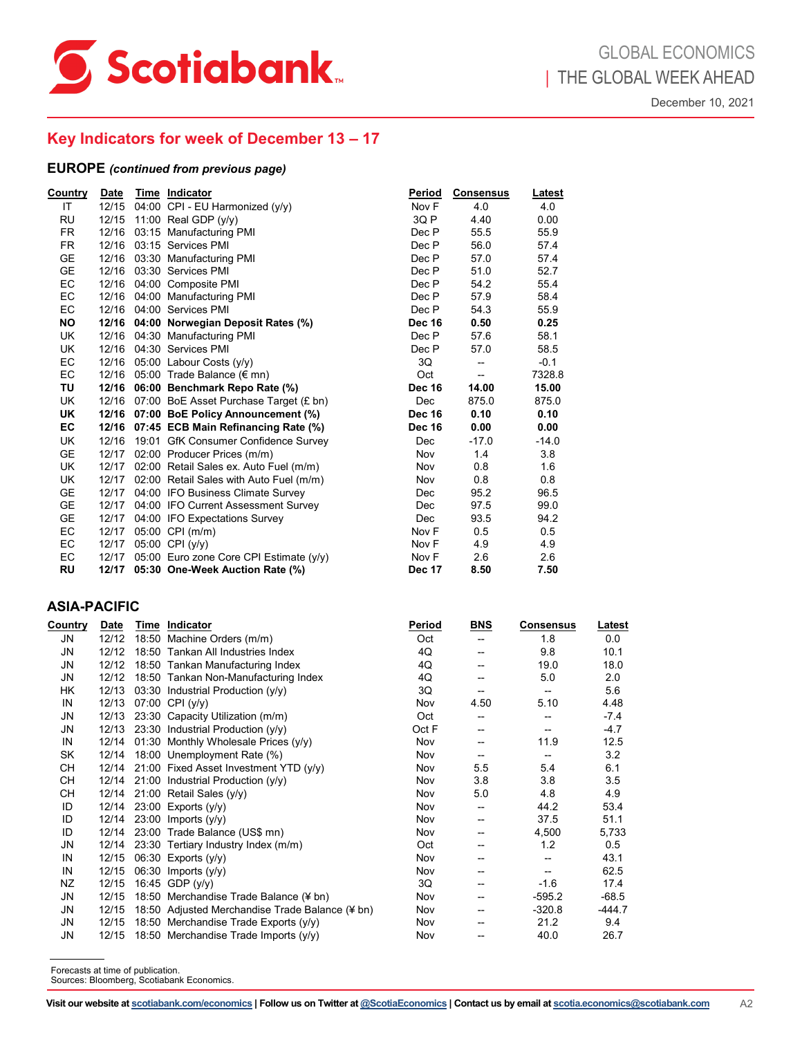## Key Indicators for week of December 13 – 17

### EUROPE *(continued from previous page)*

| Country | Date | Time | Indicator | Period | Consensus | Latest |
|---|---|---|---|---|---|---|
| IT | 12/15 | 04:00 | CPI - EU Harmonized (y/y) | Nov F | 4.0 | 4.0 |
| RU | 12/15 | 11:00 | Real GDP (y/y) | 3Q P | 4.40 | 0.00 |
| FR | 12/16 | 03:15 | Manufacturing PMI | Dec P | 55.5 | 55.9 |
| FR | 12/16 | 03:15 | Services PMI | Dec P | 56.0 | 57.4 |
| GE | 12/16 | 03:30 | Manufacturing PMI | Dec P | 57.0 | 57.4 |
| GE | 12/16 | 03:30 | Services PMI | Dec P | 51.0 | 52.7 |
| EC | 12/16 | 04:00 | Composite PMI | Dec P | 54.2 | 55.4 |
| EC | 12/16 | 04:00 | Manufacturing PMI | Dec P | 57.9 | 58.4 |
| EC | 12/16 | 04:00 | Services PMI | Dec P | 54.3 | 55.9 |
| **NO** | **12/16** | **04:00** | **Norwegian Deposit Rates (%)** | **Dec 16** | **0.50** | **0.25** |
| UK | 12/16 | 04:30 | Manufacturing PMI | Dec P | 57.6 | 58.1 |
| UK | 12/16 | 04:30 | Services PMI | Dec P | 57.0 | 58.5 |
| EC | 12/16 | 05:00 | Labour Costs (y/y) | 3Q | -- | -0.1 |
| EC | 12/16 | 05:00 | Trade Balance (€ mn) | Oct | -- | 7328.8 |
| **TU** | **12/16** | **06:00** | **Benchmark Repo Rate (%)** | **Dec 16** | **14.00** | **15.00** |
| UK | 12/16 | 07:00 | BoE Asset Purchase Target (£ bn) | Dec | 875.0 | 875.0 |
| **UK** | **12/16** | **07:00** | **BoE Policy Announcement (%)** | **Dec 16** | **0.10** | **0.10** |
| **EC** | **12/16** | **07:45** | **ECB Main Refinancing Rate (%)** | **Dec 16** | **0.00** | **0.00** |
| UK | 12/16 | 19:01 | GfK Consumer Confidence Survey | Dec | -17.0 | -14.0 |
| GE | 12/17 | 02:00 | Producer Prices (m/m) | Nov | 1.4 | 3.8 |
| UK | 12/17 | 02:00 | Retail Sales ex. Auto Fuel (m/m) | Nov | 0.8 | 1.6 |
| UK | 12/17 | 02:00 | Retail Sales with Auto Fuel (m/m) | Nov | 0.8 | 0.8 |
| GE | 12/17 | 04:00 | IFO Business Climate Survey | Dec | 95.2 | 96.5 |
| GE | 12/17 | 04:00 | IFO Current Assessment Survey | Dec | 97.5 | 99.0 |
| GE | 12/17 | 04:00 | IFO Expectations Survey | Dec | 93.5 | 94.2 |
| EC | 12/17 | 05:00 | CPI (m/m) | Nov F | 0.5 | 0.5 |
| EC | 12/17 | 05:00 | CPI (y/y) | Nov F | 4.9 | 4.9 |
| EC | 12/17 | 05:00 | Euro zone Core CPI Estimate (y/y) | Nov F | 2.6 | 2.6 |
| **RU** | **12/17** | **05:30** | **One-Week Auction Rate (%)** | **Dec 17** | **8.50** | **7.50** |

### ASIA-PACIFIC

| Country | Date | Time | Indicator | Period | BNS | Consensus | Latest |
|---|---|---|---|---|---|---|---|
| JN | 12/12 | 18:50 | Machine Orders (m/m) | Oct | -- | 1.8 | 0.0 |
| JN | 12/12 | 18:50 | Tankan All Industries Index | 4Q | -- | 9.8 | 10.1 |
| JN | 12/12 | 18:50 | Tankan Manufacturing Index | 4Q | -- | 19.0 | 18.0 |
| JN | 12/12 | 18:50 | Tankan Non-Manufacturing Index | 4Q | -- | 5.0 | 2.0 |
| HK | 12/13 | 03:30 | Industrial Production (y/y) | 3Q | -- | -- | 5.6 |
| IN | 12/13 | 07:00 | CPI (y/y) | Nov | 4.50 | 5.10 | 4.48 |
| JN | 12/13 | 23:30 | Capacity Utilization (m/m) | Oct | -- | -- | -7.4 |
| JN | 12/13 | 23:30 | Industrial Production (y/y) | Oct F | -- | -- | -4.7 |
| IN | 12/14 | 01:30 | Monthly Wholesale Prices (y/y) | Nov | -- | 11.9 | 12.5 |
| SK | 12/14 | 18:00 | Unemployment Rate (%) | Nov | -- | -- | 3.2 |
| CH | 12/14 | 21:00 | Fixed Asset Investment YTD (y/y) | Nov | 5.5 | 5.4 | 6.1 |
| CH | 12/14 | 21:00 | Industrial Production (y/y) | Nov | 3.8 | 3.8 | 3.5 |
| CH | 12/14 | 21:00 | Retail Sales (y/y) | Nov | 5.0 | 4.8 | 4.9 |
| ID | 12/14 | 23:00 | Exports (y/y) | Nov | -- | 44.2 | 53.4 |
| ID | 12/14 | 23:00 | Imports (y/y) | Nov | -- | 37.5 | 51.1 |
| ID | 12/14 | 23:00 | Trade Balance (US$ mn) | Nov | -- | 4,500 | 5,733 |
| JN | 12/14 | 23:30 | Tertiary Industry Index (m/m) | Oct | -- | 1.2 | 0.5 |
| IN | 12/15 | 06:30 | Exports (y/y) | Nov | -- | -- | 43.1 |
| IN | 12/15 | 06:30 | Imports (y/y) | Nov | -- | -- | 62.5 |
| NZ | 12/15 | 16:45 | GDP (y/y) | 3Q | -- | -1.6 | 17.4 |
| JN | 12/15 | 18:50 | Merchandise Trade Balance (¥ bn) | Nov | -- | -595.2 | -68.5 |
| JN | 12/15 | 18:50 | Adjusted Merchandise Trade Balance (¥ bn) | Nov | -- | -320.8 | -444.7 |
| JN | 12/15 | 18:50 | Merchandise Trade Exports (y/y) | Nov | -- | 21.2 | 9.4 |
| JN | 12/15 | 18:50 | Merchandise Trade Imports (y/y) | Nov | -- | 40.0 | 26.7 |

Forecasts at time of publication.
Sources: Bloomberg, Scotiabank Economics.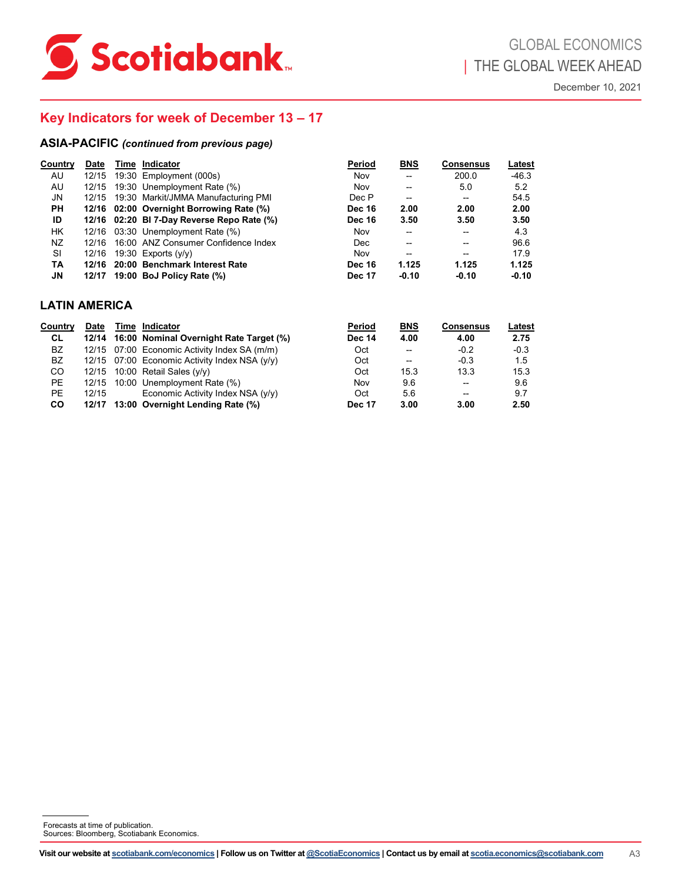## Key Indicators for week of December 13 – 17

### ASIA-PACIFIC *(continued from previous page)*

| Country | Date | Time | Indicator | Period | BNS | Consensus | Latest |
|---|---|---|---|---|---|---|---|
| AU | 12/15 | 19:30 | Employment (000s) | Nov | -- | 200.0 | -46.3 |
| AU | 12/15 | 19:30 | Unemployment Rate (%) | Nov | -- | 5.0 | 5.2 |
| JN | 12/15 | 19:30 | Markit/JMMA Manufacturing PMI | Dec P | -- | -- | 54.5 |
| **PH** | **12/16** | **02:00** | **Overnight Borrowing Rate (%)** | **Dec 16** | **2.00** | **2.00** | **2.00** |
| **ID** | **12/16** | **02:20** | **BI 7-Day Reverse Repo Rate (%)** | **Dec 16** | **3.50** | **3.50** | **3.50** |
| HK | 12/16 | 03:30 | Unemployment Rate (%) | Nov | -- | -- | 4.3 |
| NZ | 12/16 | 16:00 | ANZ Consumer Confidence Index | Dec | -- | -- | 96.6 |
| SI | 12/16 | 19:30 | Exports (y/y) | Nov | -- | -- | 17.9 |
| **TA** | **12/16** | **20:00** | **Benchmark Interest Rate** | **Dec 16** | **1.125** | **1.125** | **1.125** |
| **JN** | **12/17** | **19:00** | **BoJ Policy Rate (%)** | **Dec 17** | **-0.10** | **-0.10** | **-0.10** |

### LATIN AMERICA

| Country | Date | Time | Indicator | Period | BNS | Consensus | Latest |
|---|---|---|---|---|---|---|---|
| **CL** | **12/14** | **16:00** | **Nominal Overnight Rate Target (%)** | **Dec 14** | **4.00** | **4.00** | **2.75** |
| BZ | 12/15 | 07:00 | Economic Activity Index SA (m/m) | Oct | -- | -0.2 | -0.3 |
| BZ | 12/15 | 07:00 | Economic Activity Index NSA (y/y) | Oct | -- | -0.3 | 1.5 |
| CO | 12/15 | 10:00 | Retail Sales (y/y) | Oct | 15.3 | 13.3 | 15.3 |
| PE | 12/15 | 10:00 | Unemployment Rate (%) | Nov | 9.6 | -- | 9.6 |
| PE | 12/15 | | Economic Activity Index NSA (y/y) | Oct | 5.6 | -- | 9.7 |
| **CO** | **12/17** | **13:00** | **Overnight Lending Rate (%)** | **Dec 17** | **3.00** | **3.00** | **2.50** |

Forecasts at time of publication.
Sources: Bloomberg, Scotiabank Economics.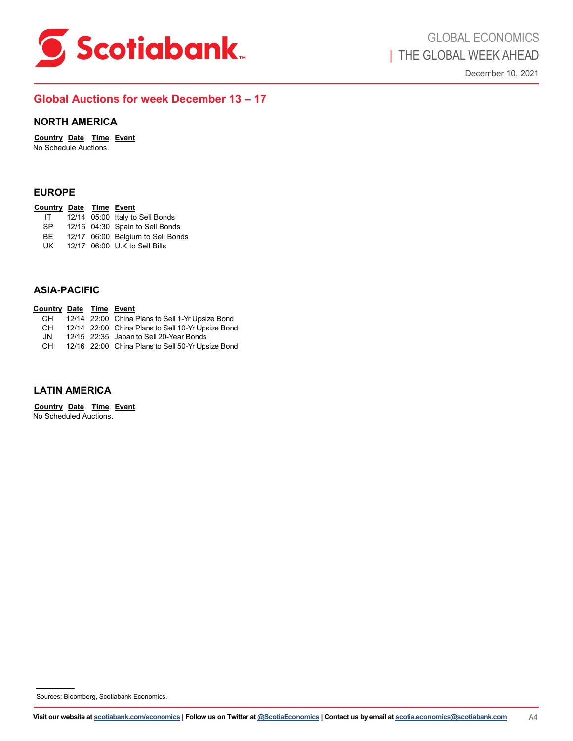## Global Auctions for week December 13 – 17

### NORTH AMERICA

| Country | Date | Time | Event |
|---|---|---|---|

No Schedule Auctions.

### EUROPE

| Country | Date | Time | Event |
|---|---|---|---|
| IT | 12/14 | 05:00 | Italy to Sell Bonds |
| SP | 12/16 | 04:30 | Spain to Sell Bonds |
| BE | 12/17 | 06:00 | Belgium to Sell Bonds |
| UK | 12/17 | 06:00 | U.K to Sell Bills |

### ASIA-PACIFIC

| Country | Date | Time | Event |
|---|---|---|---|
| CH | 12/14 | 22:00 | China Plans to Sell 1-Yr Upsize Bond |
| CH | 12/14 | 22:00 | China Plans to Sell 10-Yr Upsize Bond |
| JN | 12/15 | 22:35 | Japan to Sell 20-Year Bonds |
| CH | 12/16 | 22:00 | China Plans to Sell 50-Yr Upsize Bond |

### LATIN AMERICA

| Country | Date | Time | Event |
|---|---|---|---|

No Scheduled Auctions.

Sources: Bloomberg, Scotiabank Economics.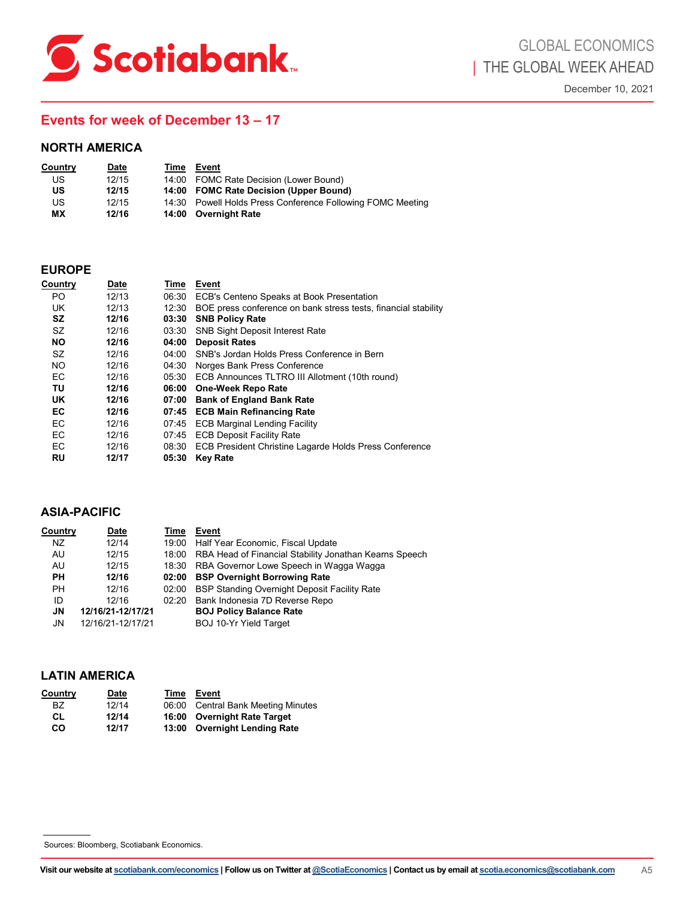## Events for week of December 13 – 17

### NORTH AMERICA

| Country | Date | Time | Event |
|---|---|---|---|
| US | 12/15 | 14:00 | FOMC Rate Decision (Lower Bound) |
| **US** | **12/15** | **14:00** | **FOMC Rate Decision (Upper Bound)** |
| US | 12/15 | 14:30 | Powell Holds Press Conference Following FOMC Meeting |
| **MX** | **12/16** | **14:00** | **Overnight Rate** |

### EUROPE

| Country | Date | Time | Event |
|---|---|---|---|
| PO | 12/13 | 06:30 | ECB's Centeno Speaks at Book Presentation |
| UK | 12/13 | 12:30 | BOE press conference on bank stress tests, financial stability |
| **SZ** | **12/16** | **03:30** | **SNB Policy Rate** |
| SZ | 12/16 | 03:30 | SNB Sight Deposit Interest Rate |
| **NO** | **12/16** | **04:00** | **Deposit Rates** |
| SZ | 12/16 | 04:00 | SNB's Jordan Holds Press Conference in Bern |
| NO | 12/16 | 04:30 | Norges Bank Press Conference |
| EC | 12/16 | 05:30 | ECB Announces TLTRO III Allotment (10th round) |
| **TU** | **12/16** | **06:00** | **One-Week Repo Rate** |
| **UK** | **12/16** | **07:00** | **Bank of England Bank Rate** |
| **EC** | **12/16** | **07:45** | **ECB Main Refinancing Rate** |
| EC | 12/16 | 07:45 | ECB Marginal Lending Facility |
| EC | 12/16 | 07:45 | ECB Deposit Facility Rate |
| EC | 12/16 | 08:30 | ECB President Christine Lagarde Holds Press Conference |
| **RU** | **12/17** | **05:30** | **Key Rate** |

### ASIA-PACIFIC

| Country | Date | Time | Event |
|---|---|---|---|
| NZ | 12/14 | 19:00 | Half Year Economic, Fiscal Update |
| AU | 12/15 | 18:00 | RBA Head of Financial Stability Jonathan Kearns Speech |
| AU | 12/15 | 18:30 | RBA Governor Lowe Speech in Wagga Wagga |
| **PH** | **12/16** | **02:00** | **BSP Overnight Borrowing Rate** |
| PH | 12/16 | 02:00 | BSP Standing Overnight Deposit Facility Rate |
| ID | 12/16 | 02:20 | Bank Indonesia 7D Reverse Repo |
| **JN** | **12/16/21-12/17/21** | | **BOJ Policy Balance Rate** |
| JN | 12/16/21-12/17/21 | | BOJ 10-Yr Yield Target |

### LATIN AMERICA

| Country | Date | Time | Event |
|---|---|---|---|
| BZ | 12/14 | 06:00 | Central Bank Meeting Minutes |
| **CL** | **12/14** | **16:00** | **Overnight Rate Target** |
| **CO** | **12/17** | **13:00** | **Overnight Lending Rate** |

Sources: Bloomberg, Scotiabank Economics.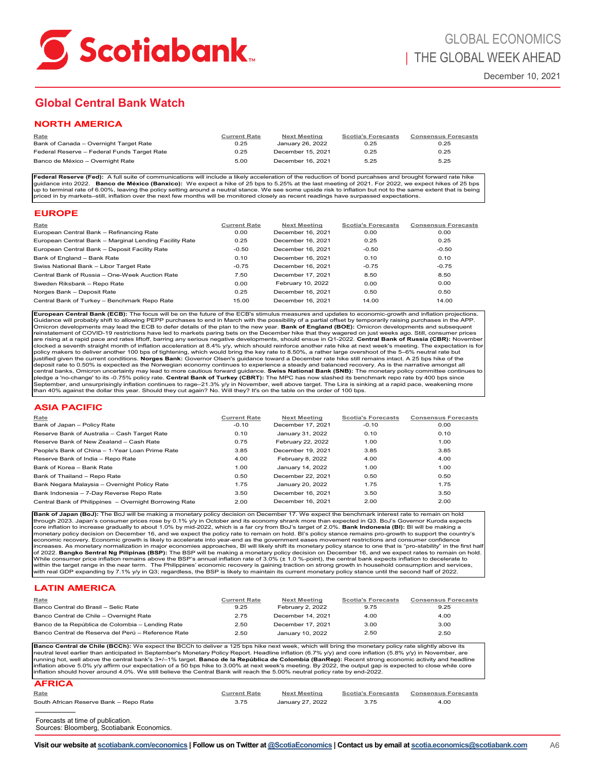## Global Central Bank Watch

### NORTH AMERICA

| Rate | Current Rate | Next Meeting | Scotia's Forecasts | Consensus Forecasts |
|---|---|---|---|---|
| Bank of Canada – Overnight Target Rate | 0.25 | January 26, 2022 | 0.25 | 0.25 |
| Federal Reserve – Federal Funds Target Rate | 0.25 | December 15, 2021 | 0.25 | 0.25 |
| Banco de México – Overnight Rate | 5.00 | December 16, 2021 | 5.25 | 5.25 |

**Federal Reserve (Fed):** A full suite of communications will include a likely acceleration of the reduction of bond purcahses and brought forward rate hike guidance into 2022. **Banco de México (Banxico):** We expect a hike of 25 bps to 5.25% at the last meeting of 2021. For 2022, we expect hikes of 25 bps up to terminal rate of 6.00%, leaving the policy setting around a neutral stance. We see some upside risk to inflation but not to the same extent that is being priced in by markets–still, inflation over the next few months will be monitored closely as recent readings have surpassed expectations.

### EUROPE

| Rate | Current Rate | Next Meeting | Scotia's Forecasts | Consensus Forecasts |
|---|---|---|---|---|
| European Central Bank – Refinancing Rate | 0.00 | December 16, 2021 | 0.00 | 0.00 |
| European Central Bank – Marginal Lending Facility Rate | 0.25 | December 16, 2021 | 0.25 | 0.25 |
| European Central Bank – Deposit Facility Rate | -0.50 | December 16, 2021 | -0.50 | -0.50 |
| Bank of England – Bank Rate | 0.10 | December 16, 2021 | 0.10 | 0.10 |
| Swiss National Bank – Libor Target Rate | -0.75 | December 16, 2021 | -0.75 | -0.75 |
| Central Bank of Russia – One-Week Auction Rate | 7.50 | December 17, 2021 | 8.50 | 8.50 |
| Sweden Riksbank – Repo Rate | 0.00 | February 10, 2022 | 0.00 | 0.00 |
| Norges Bank – Deposit Rate | 0.25 | December 16, 2021 | 0.50 | 0.50 |
| Central Bank of Turkey – Benchmark Repo Rate | 15.00 | December 16, 2021 | 14.00 | 14.00 |

**European Central Bank (ECB):** The focus will be on the future of the ECB's stimulus measures and updates to economic-growth and inflation projections. Guidance will probably shift to allowing PEPP purchases to end in March with the possibility of a partial offset by temporarily raising purchases in the APP. Omicron developments may lead the ECB to defer details of the plan to the new year. **Bank of England (BOE):** Omicron developments and subsequent reinstatement of COVID-19 restrictions have led to markets paring bets on the December hike that they wagered on just weeks ago. Still, consumer prices are rising at a rapid pace and rates liftoff, barring any serious negative developments, should ensue in Q1-2022. **Central Bank of Russia (CBR):** November clocked a seventh straight month of inflation acceleration at 8.4% y/y, which should reinforce another rate hike at next week's meeting. The expectation is for policy makers to deliver another 100 bps of tightening, which would bring the key rate to 8.50%, a rather large overshoot of the 5–6% neutral rate but justified given the current conditions. **Norges Bank:** Governor Olsen's guidance toward a December rate hike still remains intact. A 25 bps hike of the deposit rate to 0.50% is expected as the Norwegian economy continues to experience a steady and balanced recovery. As is the narrative amongst all central banks, Omicron uncertainty may lead to more cautious forward guidance. **Swiss National Bank (SNB):** The monetary policy committee continues to pledge a 'no-change' to its -0.75% policy rate. **Central Bank of Turkey (CBRT):** The MPC has now slashed its benchmark repo rate by 400 bps since September, and unsurprisingly inflation continues to rage–21.3% y/y in November, well above target. The Lira is sinking at a rapid pace, weakening more than 40% against the dollar this year. Should they cut again? No. Will they? It's on the table on the order of 100 bps.

### ASIA PACIFIC

| Rate | Current Rate | Next Meeting | Scotia's Forecasts | Consensus Forecasts |
|---|---|---|---|---|
| Bank of Japan – Policy Rate | -0.10 | December 17, 2021 | -0.10 | 0.00 |
| Reserve Bank of Australia – Cash Target Rate | 0.10 | January 31, 2022 | 0.10 | 0.10 |
| Reserve Bank of New Zealand – Cash Rate | 0.75 | February 22, 2022 | 1.00 | 1.00 |
| People's Bank of China – 1-Year Loan Prime Rate | 3.85 | December 19, 2021 | 3.85 | 3.85 |
| Reserve Bank of India – Repo Rate | 4.00 | February 8, 2022 | 4.00 | 4.00 |
| Bank of Korea – Bank Rate | 1.00 | January 14, 2022 | 1.00 | 1.00 |
| Bank of Thailand – Repo Rate | 0.50 | December 22, 2021 | 0.50 | 0.50 |
| Bank Negara Malaysia – Overnight Policy Rate | 1.75 | January 20, 2022 | 1.75 | 1.75 |
| Bank Indonesia – 7-Day Reverse Repo Rate | 3.50 | December 16, 2021 | 3.50 | 3.50 |
| Central Bank of Philippines – Overnight Borrowing Rate | 2.00 | December 16, 2021 | 2.00 | 2.00 |

**Bank of Japan (BoJ):** The BoJ will be making a monetary policy decision on December 17. We expect the benchmark interest rate to remain on hold through 2023. Japan's consumer prices rose by 0.1% y/y in October and its economy shrank more than expected in Q3. BoJ's Governor Kuroda expects core inflation to increase gradually to about 1.0% by mid-2022, which is a far cry from BoJ's target of 2.0%. **Bank Indonesia (BI):** BI will be making a monetary policy decision on December 16, and we expect the policy rate to remain on hold. BI's policy stance remains pro-growth to support the country's economic recovery. Economic growth is likely to accelerate into year-end as the government eases movement restrictions and consumer confidence increases. As monetary normalization in major economies approaches, BI will likely shift its monetary policy stance to one that is "pro-stability" in the first half of 2022. **Bangko Sentral Ng Pilipinas (BSP):** The BSP will be making a monetary policy decision on December 16, and we expect rates to remain on hold. While consumer price inflation remains above the BSP's annual inflation rate of 3.0% (± 1.0 %-point), the central bank expects inflation to decelerate to within the target range in the near term. The Philippines' economic recovery is gaining traction on strong growth in household consumption and services, with real GDP expanding by 7.1% y/y in Q3; regardless, the BSP is likely to maintain its current monetary policy stance until the second half of 2022.

### LATIN AMERICA

| Rate | Current Rate | Next Meeting | Scotia's Forecasts | Consensus Forecasts |
|---|---|---|---|---|
| Banco Central do Brasil – Selic Rate | 9.25 | February 2, 2022 | 9.75 | 9.25 |
| Banco Central de Chile – Overnight Rate | 2.75 | December 14, 2021 | 4.00 | 4.00 |
| Banco de la República de Colombia – Lending Rate | 2.50 | December 17, 2021 | 3.00 | 3.00 |
| Banco Central de Reserva del Perú – Reference Rate | 2.50 | January 10, 2022 | 2.50 | 2.50 |

**Banco Central de Chile (BCCh):** We expect the BCCh to deliver a 125 bps hike next week, which will bring the monetary policy rate slightly above its neutral level earlier than anticipated in September's Monetary Policy Report. Headline inflation (6.7% y/y) and core inflation (5.8% y/y) in November, are running hot, well above the central bank's 3+/–1% target. **Banco de la República de Colombia (BanRep):** Recent strong economic activity and headline inflation above 5.0% y/y affirm our expectation of a 50 bps hike to 3.00% at next week's meeting. By 2022, the output gap is expected to close while core inflation should hover around 4.0%. We still believe the Central Bank will reach the 5.00% neutral policy rate by end-2022.

### AFRICA

| Rate | Current Rate | Next Meeting | Scotia's Forecasts | Consensus Forecasts |
|---|---|---|---|---|
| South African Reserve Bank – Repo Rate | 3.75 | January 27, 2022 | 3.75 | 4.00 |

Forecasts at time of publication.
Sources: Bloomberg, Scotiabank Economics.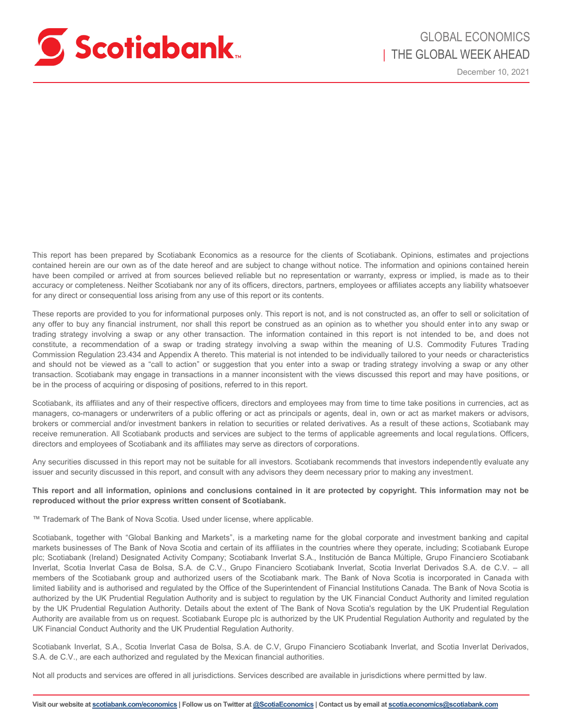This report has been prepared by Scotiabank Economics as a resource for the clients of Scotiabank. Opinions, estimates and projections contained herein are our own as of the date hereof and are subject to change without notice. The information and opinions contained herein have been compiled or arrived at from sources believed reliable but no representation or warranty, express or implied, is made as to their accuracy or completeness. Neither Scotiabank nor any of its officers, directors, partners, employees or affiliates accepts any liability whatsoever for any direct or consequential loss arising from any use of this report or its contents.

These reports are provided to you for informational purposes only. This report is not, and is not constructed as, an offer to sell or solicitation of any offer to buy any financial instrument, nor shall this report be construed as an opinion as to whether you should enter into any swap or trading strategy involving a swap or any other transaction. The information contained in this report is not intended to be, and does not constitute, a recommendation of a swap or trading strategy involving a swap within the meaning of U.S. Commodity Futures Trading Commission Regulation 23.434 and Appendix A thereto. This material is not intended to be individually tailored to your needs or characteristics and should not be viewed as a "call to action" or suggestion that you enter into a swap or trading strategy involving a swap or any other transaction. Scotiabank may engage in transactions in a manner inconsistent with the views discussed this report and may have positions, or be in the process of acquiring or disposing of positions, referred to in this report.

Scotiabank, its affiliates and any of their respective officers, directors and employees may from time to time take positions in currencies, act as managers, co-managers or underwriters of a public offering or act as principals or agents, deal in, own or act as market makers or advisors, brokers or commercial and/or investment bankers in relation to securities or related derivatives. As a result of these actions, Scotiabank may receive remuneration. All Scotiabank products and services are subject to the terms of applicable agreements and local regulations. Officers, directors and employees of Scotiabank and its affiliates may serve as directors of corporations.

Any securities discussed in this report may not be suitable for all investors. Scotiabank recommends that investors independently evaluate any issuer and security discussed in this report, and consult with any advisors they deem necessary prior to making any investment.

**This report and all information, opinions and conclusions contained in it are protected by copyright. This information may not be reproduced without the prior express written consent of Scotiabank.**

™ Trademark of The Bank of Nova Scotia. Used under license, where applicable.

Scotiabank, together with "Global Banking and Markets", is a marketing name for the global corporate and investment banking and capital markets businesses of The Bank of Nova Scotia and certain of its affiliates in the countries where they operate, including; Scotiabank Europe plc; Scotiabank (Ireland) Designated Activity Company; Scotiabank Inverlat S.A., Institución de Banca Múltiple, Grupo Financiero Scotiabank Inverlat, Scotia Inverlat Casa de Bolsa, S.A. de C.V., Grupo Financiero Scotiabank Inverlat, Scotia Inverlat Derivados S.A. de C.V. – all members of the Scotiabank group and authorized users of the Scotiabank mark. The Bank of Nova Scotia is incorporated in Canada with limited liability and is authorised and regulated by the Office of the Superintendent of Financial Institutions Canada. The Bank of Nova Scotia is authorized by the UK Prudential Regulation Authority and is subject to regulation by the UK Financial Conduct Authority and limited regulation by the UK Prudential Regulation Authority. Details about the extent of The Bank of Nova Scotia's regulation by the UK Prudential Regulation Authority are available from us on request. Scotiabank Europe plc is authorized by the UK Prudential Regulation Authority and regulated by the UK Financial Conduct Authority and the UK Prudential Regulation Authority.

Scotiabank Inverlat, S.A., Scotia Inverlat Casa de Bolsa, S.A. de C.V, Grupo Financiero Scotiabank Inverlat, and Scotia Inverlat Derivados, S.A. de C.V., are each authorized and regulated by the Mexican financial authorities.

Not all products and services are offered in all jurisdictions. Services described are available in jurisdictions where permitted by law.